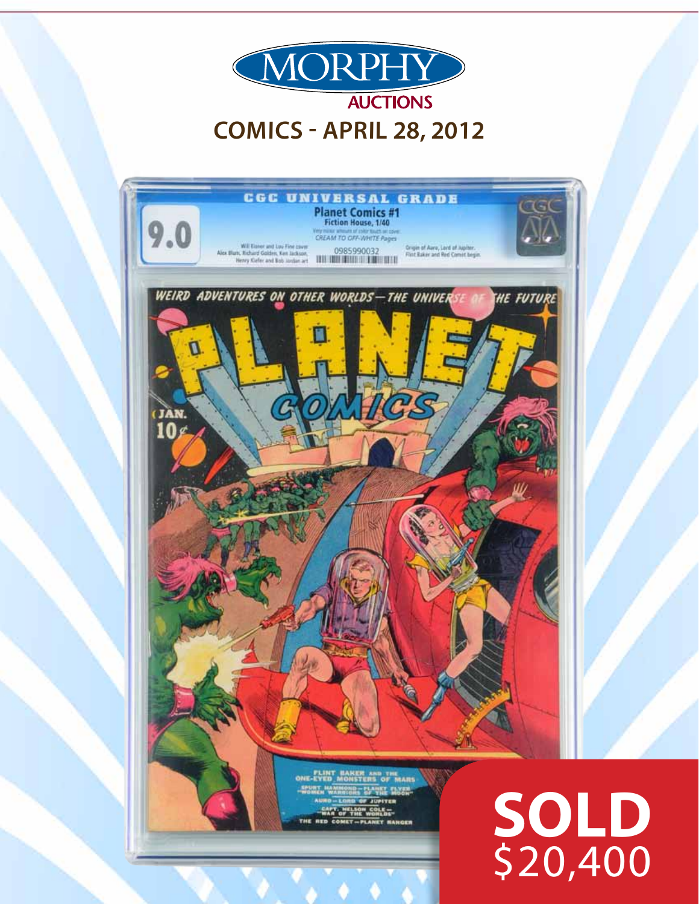# MORPHY AUCTIONS

## COMICS - APRIL 28, 2012

CGC UNIVERSAL GRADE

9.0

**Planet Comics #1**

Fiction House, 1/40

Very minor amount of color touch on cover.

CREAM TO OFF-WHITE Pages

Will Eisner and Lou Fine cover
Alex Blum, Richard Golden, Ken Jackson,
Henry Kiefer and Bob Jordan art

0985990032

Origin of Auro, Lord of Jupiter.
Flint Baker and Red Comet begin.

**SOLD**
**$20,400**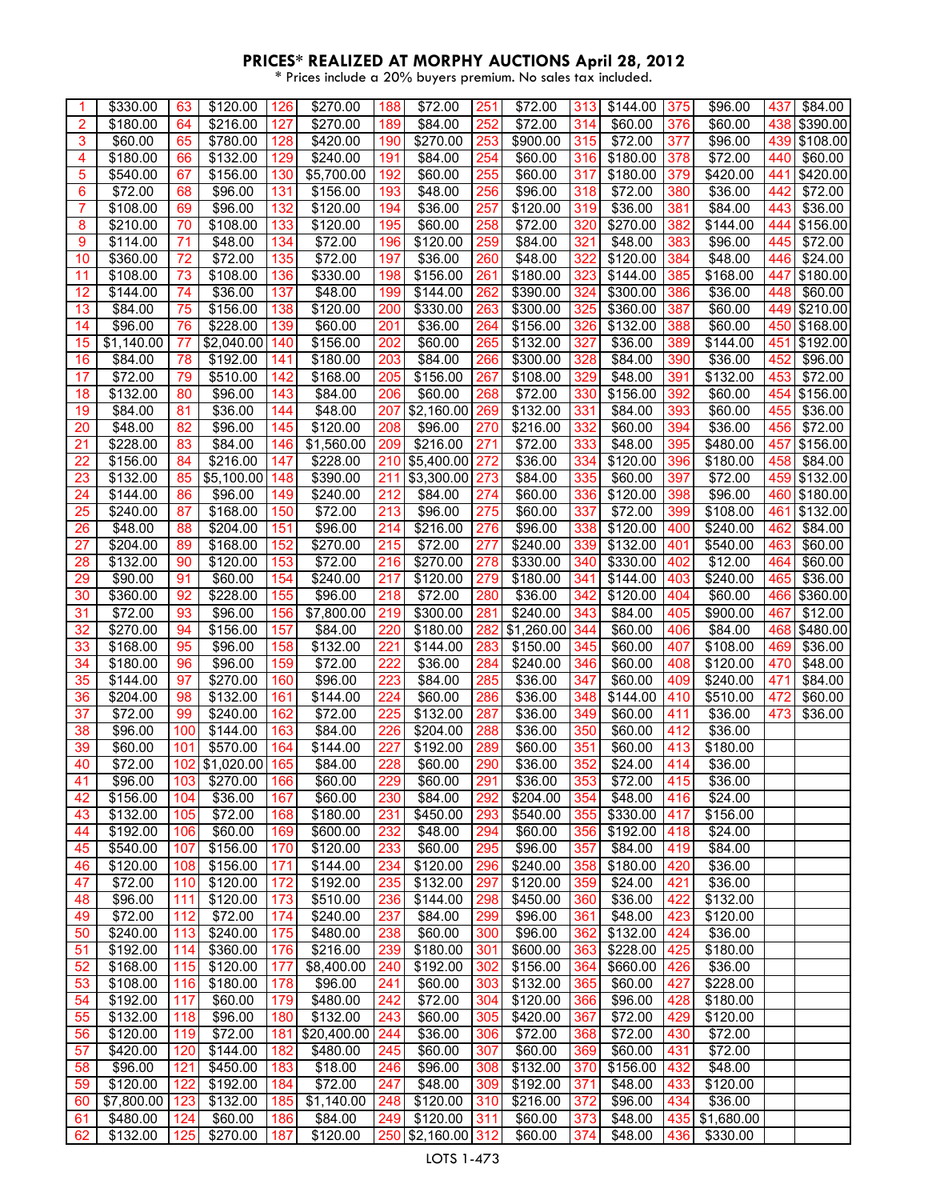# PRICES* REALIZED AT MORPHY AUCTIONS April 28, 2012

\* Prices include a 20% buyers premium. No sales tax included.

| | | | | | | | | | | | | | | | |
|---|---|---|---|---|---|---|---|---|---|---|---|---|---|---|---|
| 1 | $330.00 | 63 | $120.00 | 126 | $270.00 | 188 | $72.00 | 251 | $72.00 | 313 | $144.00 | 375 | $96.00 | 437 | $84.00 |
| 2 | $180.00 | 64 | $216.00 | 127 | $270.00 | 189 | $84.00 | 252 | $72.00 | 314 | $60.00 | 376 | $60.00 | 438 | $390.00 |
| 3 | $60.00 | 65 | $780.00 | 128 | $420.00 | 190 | $270.00 | 253 | $900.00 | 315 | $72.00 | 377 | $96.00 | 439 | $108.00 |
| 4 | $180.00 | 66 | $132.00 | 129 | $240.00 | 191 | $84.00 | 254 | $60.00 | 316 | $180.00 | 378 | $72.00 | 440 | $60.00 |
| 5 | $540.00 | 67 | $156.00 | 130 | $5,700.00 | 192 | $60.00 | 255 | $60.00 | 317 | $180.00 | 379 | $420.00 | 441 | $420.00 |
| 6 | $72.00 | 68 | $96.00 | 131 | $156.00 | 193 | $48.00 | 256 | $96.00 | 318 | $72.00 | 380 | $36.00 | 442 | $72.00 |
| 7 | $108.00 | 69 | $96.00 | 132 | $120.00 | 194 | $36.00 | 257 | $120.00 | 319 | $36.00 | 381 | $84.00 | 443 | $36.00 |
| 8 | $210.00 | 70 | $108.00 | 133 | $120.00 | 195 | $60.00 | 258 | $72.00 | 320 | $270.00 | 382 | $144.00 | 444 | $156.00 |
| 9 | $114.00 | 71 | $48.00 | 134 | $72.00 | 196 | $120.00 | 259 | $84.00 | 321 | $48.00 | 383 | $96.00 | 445 | $72.00 |
| 10 | $360.00 | 72 | $72.00 | 135 | $72.00 | 197 | $36.00 | 260 | $48.00 | 322 | $120.00 | 384 | $48.00 | 446 | $24.00 |
| 11 | $108.00 | 73 | $108.00 | 136 | $330.00 | 198 | $156.00 | 261 | $180.00 | 323 | $144.00 | 385 | $168.00 | 447 | $180.00 |
| 12 | $144.00 | 74 | $36.00 | 137 | $48.00 | 199 | $144.00 | 262 | $390.00 | 324 | $300.00 | 386 | $36.00 | 448 | $60.00 |
| 13 | $84.00 | 75 | $156.00 | 138 | $120.00 | 200 | $330.00 | 263 | $300.00 | 325 | $360.00 | 387 | $60.00 | 449 | $210.00 |
| 14 | $96.00 | 76 | $228.00 | 139 | $60.00 | 201 | $36.00 | 264 | $156.00 | 326 | $132.00 | 388 | $60.00 | 450 | $168.00 |
| 15 | $1,140.00 | 77 | $2,040.00 | 140 | $156.00 | 202 | $60.00 | 265 | $132.00 | 327 | $36.00 | 389 | $144.00 | 451 | $192.00 |
| 16 | $84.00 | 78 | $192.00 | 141 | $180.00 | 203 | $84.00 | 266 | $300.00 | 328 | $84.00 | 390 | $36.00 | 452 | $96.00 |
| 17 | $72.00 | 79 | $510.00 | 142 | $168.00 | 205 | $156.00 | 267 | $108.00 | 329 | $48.00 | 391 | $132.00 | 453 | $72.00 |
| 18 | $132.00 | 80 | $96.00 | 143 | $84.00 | 206 | $60.00 | 268 | $72.00 | 330 | $156.00 | 392 | $60.00 | 454 | $156.00 |
| 19 | $84.00 | 81 | $36.00 | 144 | $48.00 | 207 | $2,160.00 | 269 | $132.00 | 331 | $84.00 | 393 | $60.00 | 455 | $36.00 |
| 20 | $48.00 | 82 | $96.00 | 145 | $120.00 | 208 | $96.00 | 270 | $216.00 | 332 | $60.00 | 394 | $36.00 | 456 | $72.00 |
| 21 | $228.00 | 83 | $84.00 | 146 | $1,560.00 | 209 | $216.00 | 271 | $72.00 | 333 | $48.00 | 395 | $480.00 | 457 | $156.00 |
| 22 | $156.00 | 84 | $216.00 | 147 | $228.00 | 210 | $5,400.00 | 272 | $36.00 | 334 | $120.00 | 396 | $180.00 | 458 | $84.00 |
| 23 | $132.00 | 85 | $5,100.00 | 148 | $390.00 | 211 | $3,300.00 | 273 | $84.00 | 335 | $60.00 | 397 | $72.00 | 459 | $132.00 |
| 24 | $144.00 | 86 | $96.00 | 149 | $240.00 | 212 | $84.00 | 274 | $60.00 | 336 | $120.00 | 398 | $96.00 | 460 | $180.00 |
| 25 | $240.00 | 87 | $168.00 | 150 | $72.00 | 213 | $96.00 | 275 | $60.00 | 337 | $72.00 | 399 | $108.00 | 461 | $132.00 |
| 26 | $48.00 | 88 | $204.00 | 151 | $96.00 | 214 | $216.00 | 276 | $96.00 | 338 | $120.00 | 400 | $240.00 | 462 | $84.00 |
| 27 | $204.00 | 89 | $168.00 | 152 | $270.00 | 215 | $72.00 | 277 | $240.00 | 339 | $132.00 | 401 | $540.00 | 463 | $60.00 |
| 28 | $132.00 | 90 | $120.00 | 153 | $72.00 | 216 | $270.00 | 278 | $330.00 | 340 | $330.00 | 402 | $12.00 | 464 | $60.00 |
| 29 | $90.00 | 91 | $60.00 | 154 | $240.00 | 217 | $120.00 | 279 | $180.00 | 341 | $144.00 | 403 | $240.00 | 465 | $36.00 |
| 30 | $360.00 | 92 | $228.00 | 155 | $96.00 | 218 | $72.00 | 280 | $36.00 | 342 | $120.00 | 404 | $60.00 | 466 | $360.00 |
| 31 | $72.00 | 93 | $96.00 | 156 | $7,800.00 | 219 | $300.00 | 281 | $240.00 | 343 | $84.00 | 405 | $900.00 | 467 | $12.00 |
| 32 | $270.00 | 94 | $156.00 | 157 | $84.00 | 220 | $180.00 | 282 | $1,260.00 | 344 | $60.00 | 406 | $84.00 | 468 | $480.00 |
| 33 | $168.00 | 95 | $96.00 | 158 | $132.00 | 221 | $144.00 | 283 | $150.00 | 345 | $60.00 | 407 | $108.00 | 469 | $36.00 |
| 34 | $180.00 | 96 | $96.00 | 159 | $72.00 | 222 | $36.00 | 284 | $240.00 | 346 | $60.00 | 408 | $120.00 | 470 | $48.00 |
| 35 | $144.00 | 97 | $270.00 | 160 | $96.00 | 223 | $84.00 | 285 | $36.00 | 347 | $60.00 | 409 | $240.00 | 471 | $84.00 |
| 36 | $204.00 | 98 | $132.00 | 161 | $144.00 | 224 | $60.00 | 286 | $36.00 | 348 | $144.00 | 410 | $510.00 | 472 | $60.00 |
| 37 | $72.00 | 99 | $240.00 | 162 | $72.00 | 225 | $132.00 | 287 | $36.00 | 349 | $60.00 | 411 | $36.00 | 473 | $36.00 |
| 38 | $96.00 | 100 | $144.00 | 163 | $84.00 | 226 | $204.00 | 288 | $36.00 | 350 | $60.00 | 412 | $36.00 | | |
| 39 | $60.00 | 101 | $570.00 | 164 | $144.00 | 227 | $192.00 | 289 | $60.00 | 351 | $60.00 | 413 | $180.00 | | |
| 40 | $72.00 | 102 | $1,020.00 | 165 | $84.00 | 228 | $60.00 | 290 | $36.00 | 352 | $24.00 | 414 | $36.00 | | |
| 41 | $96.00 | 103 | $270.00 | 166 | $60.00 | 229 | $60.00 | 291 | $36.00 | 353 | $72.00 | 415 | $36.00 | | |
| 42 | $156.00 | 104 | $36.00 | 167 | $60.00 | 230 | $84.00 | 292 | $204.00 | 354 | $48.00 | 416 | $24.00 | | |
| 43 | $132.00 | 105 | $72.00 | 168 | $180.00 | 231 | $450.00 | 293 | $540.00 | 355 | $330.00 | 417 | $156.00 | | |
| 44 | $192.00 | 106 | $60.00 | 169 | $600.00 | 232 | $48.00 | 294 | $60.00 | 356 | $192.00 | 418 | $24.00 | | |
| 45 | $540.00 | 107 | $156.00 | 170 | $120.00 | 233 | $60.00 | 295 | $96.00 | 357 | $84.00 | 419 | $84.00 | | |
| 46 | $120.00 | 108 | $156.00 | 171 | $144.00 | 234 | $120.00 | 296 | $240.00 | 358 | $180.00 | 420 | $36.00 | | |
| 47 | $72.00 | 110 | $120.00 | 172 | $192.00 | 235 | $132.00 | 297 | $120.00 | 359 | $24.00 | 421 | $36.00 | | |
| 48 | $96.00 | 111 | $120.00 | 173 | $510.00 | 236 | $144.00 | 298 | $450.00 | 360 | $36.00 | 422 | $132.00 | | |
| 49 | $72.00 | 112 | $72.00 | 174 | $240.00 | 237 | $84.00 | 299 | $96.00 | 361 | $48.00 | 423 | $120.00 | | |
| 50 | $240.00 | 113 | $240.00 | 175 | $480.00 | 238 | $60.00 | 300 | $96.00 | 362 | $132.00 | 424 | $36.00 | | |
| 51 | $192.00 | 114 | $360.00 | 176 | $216.00 | 239 | $180.00 | 301 | $600.00 | 363 | $228.00 | 425 | $180.00 | | |
| 52 | $168.00 | 115 | $120.00 | 177 | $8,400.00 | 240 | $192.00 | 302 | $156.00 | 364 | $660.00 | 426 | $36.00 | | |
| 53 | $108.00 | 116 | $180.00 | 178 | $96.00 | 241 | $60.00 | 303 | $132.00 | 365 | $60.00 | 427 | $228.00 | | |
| 54 | $192.00 | 117 | $60.00 | 179 | $480.00 | 242 | $72.00 | 304 | $120.00 | 366 | $96.00 | 428 | $180.00 | | |
| 55 | $132.00 | 118 | $96.00 | 180 | $132.00 | 243 | $60.00 | 305 | $420.00 | 367 | $72.00 | 429 | $120.00 | | |
| 56 | $120.00 | 119 | $72.00 | 181 | $20,400.00 | 244 | $36.00 | 306 | $72.00 | 368 | $72.00 | 430 | $72.00 | | |
| 57 | $420.00 | 120 | $144.00 | 182 | $480.00 | 245 | $60.00 | 307 | $60.00 | 369 | $60.00 | 431 | $72.00 | | |
| 58 | $96.00 | 121 | $450.00 | 183 | $18.00 | 246 | $96.00 | 308 | $132.00 | 370 | $156.00 | 432 | $48.00 | | |
| 59 | $120.00 | 122 | $192.00 | 184 | $72.00 | 247 | $48.00 | 309 | $192.00 | 371 | $48.00 | 433 | $120.00 | | |
| 60 | $7,800.00 | 123 | $132.00 | 185 | $1,140.00 | 248 | $120.00 | 310 | $216.00 | 372 | $96.00 | 434 | $36.00 | | |
| 61 | $480.00 | 124 | $60.00 | 186 | $84.00 | 249 | $120.00 | 311 | $60.00 | 373 | $48.00 | 435 | $1,680.00 | | |
| 62 | $132.00 | 125 | $270.00 | 187 | $120.00 | 250 | $2,160.00 | 312 | $60.00 | 374 | $48.00 | 436 | $330.00 | | |

LOTS 1-473